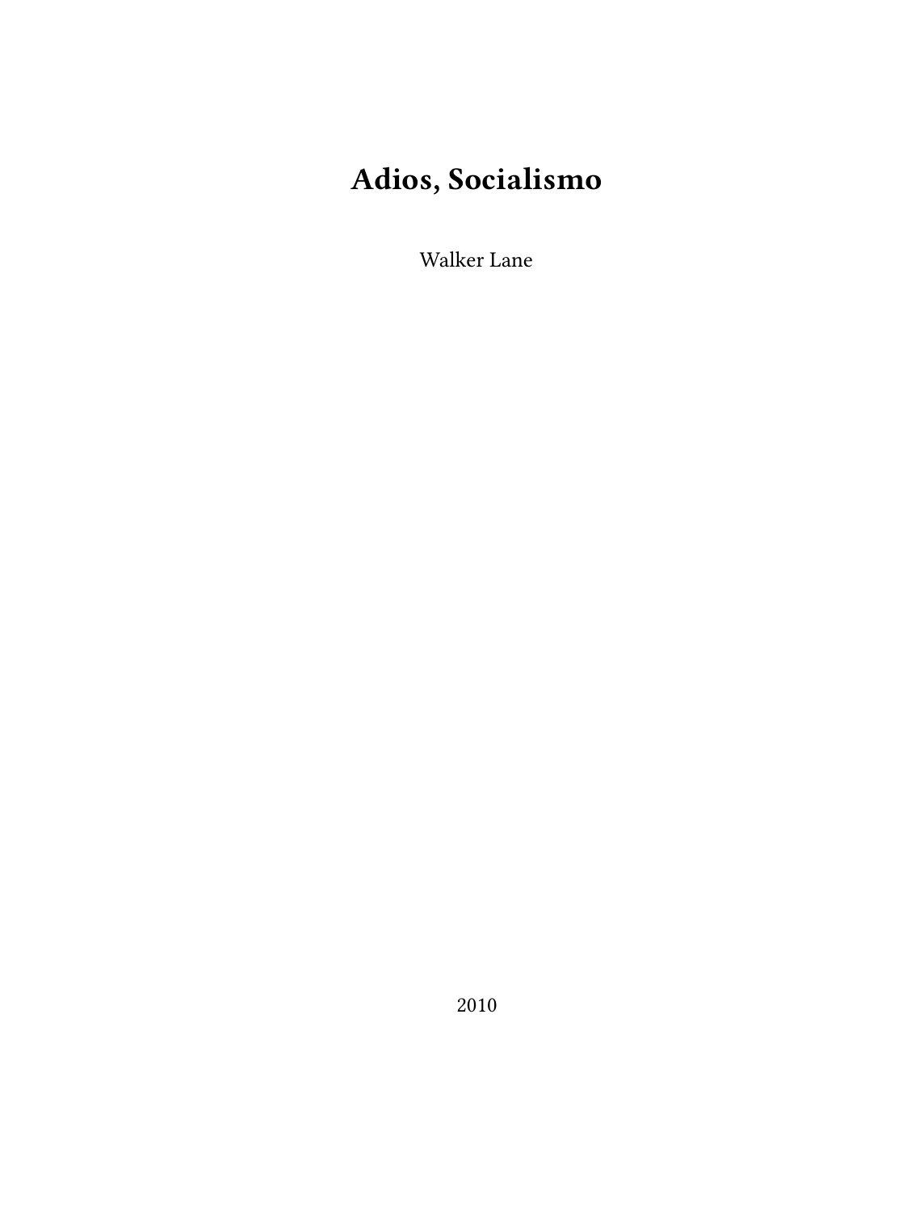# Adios, Socialismo

Walker Lane

2010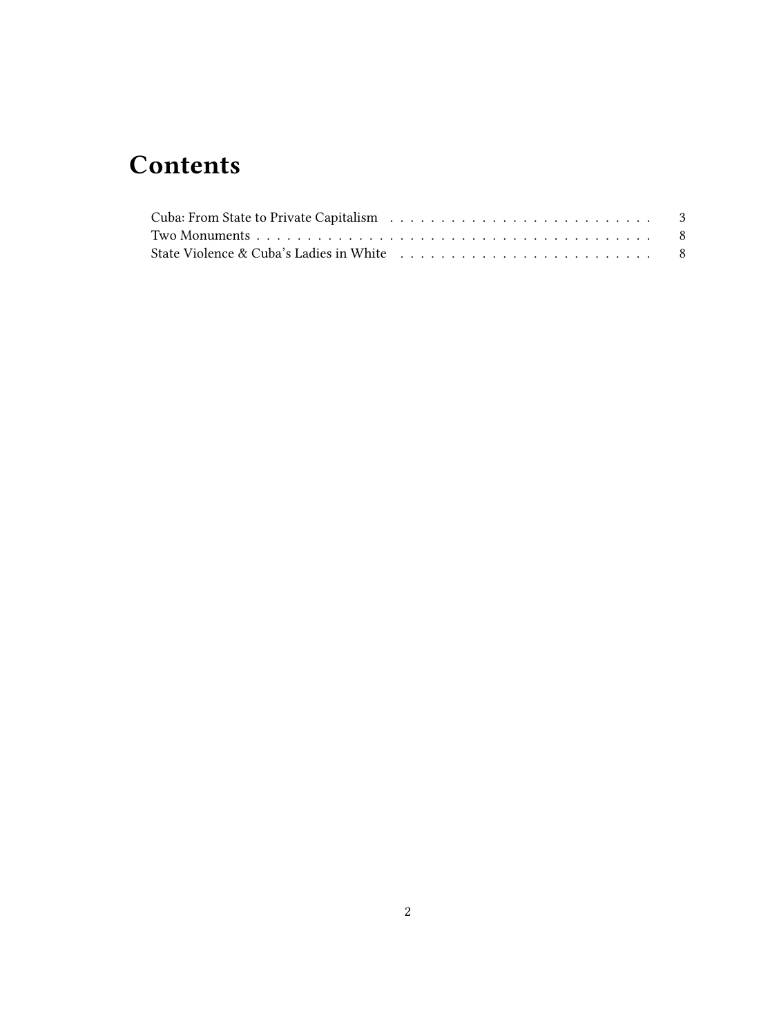# Contents

Cuba: From State to Private Capitalism . . . . . . . . . . . . . . . . . . . . . . . . . . 3
Two Monuments . . . . . . . . . . . . . . . . . . . . . . . . . . . . . . . . . . . . . . . . . 8
State Violence & Cuba's Ladies in White . . . . . . . . . . . . . . . . . . . . . . . . . 8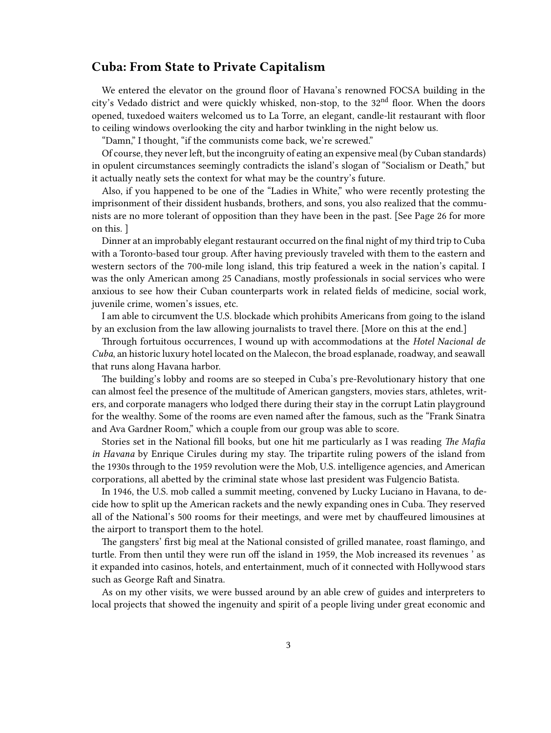## Cuba: From State to Private Capitalism

We entered the elevator on the ground floor of Havana's renowned FOCSA building in the city's Vedado district and were quickly whisked, non-stop, to the 32nd floor. When the doors opened, tuxedoed waiters welcomed us to La Torre, an elegant, candle-lit restaurant with floor to ceiling windows overlooking the city and harbor twinkling in the night below us.

"Damn," I thought, "if the communists come back, we're screwed."

Of course, they never left, but the incongruity of eating an expensive meal (by Cuban standards) in opulent circumstances seemingly contradicts the island's slogan of "Socialism or Death," but it actually neatly sets the context for what may be the country's future.

Also, if you happened to be one of the "Ladies in White," who were recently protesting the imprisonment of their dissident husbands, brothers, and sons, you also realized that the communists are no more tolerant of opposition than they have been in the past. [See Page 26 for more on this. ]

Dinner at an improbably elegant restaurant occurred on the final night of my third trip to Cuba with a Toronto-based tour group. After having previously traveled with them to the eastern and western sectors of the 700-mile long island, this trip featured a week in the nation's capital. I was the only American among 25 Canadians, mostly professionals in social services who were anxious to see how their Cuban counterparts work in related fields of medicine, social work, juvenile crime, women's issues, etc.

I am able to circumvent the U.S. blockade which prohibits Americans from going to the island by an exclusion from the law allowing journalists to travel there. [More on this at the end.]

Through fortuitous occurrences, I wound up with accommodations at the *Hotel Nacional de Cuba*, an historic luxury hotel located on the Malecon, the broad esplanade, roadway, and seawall that runs along Havana harbor.

The building's lobby and rooms are so steeped in Cuba's pre-Revolutionary history that one can almost feel the presence of the multitude of American gangsters, movies stars, athletes, writers, and corporate managers who lodged there during their stay in the corrupt Latin playground for the wealthy. Some of the rooms are even named after the famous, such as the "Frank Sinatra and Ava Gardner Room," which a couple from our group was able to score.

Stories set in the National fill books, but one hit me particularly as I was reading *The Mafia in Havana* by Enrique Cirules during my stay. The tripartite ruling powers of the island from the 1930s through to the 1959 revolution were the Mob, U.S. intelligence agencies, and American corporations, all abetted by the criminal state whose last president was Fulgencio Batista.

In 1946, the U.S. mob called a summit meeting, convened by Lucky Luciano in Havana, to decide how to split up the American rackets and the newly expanding ones in Cuba. They reserved all of the National's 500 rooms for their meetings, and were met by chauffeured limousines at the airport to transport them to the hotel.

The gangsters' first big meal at the National consisted of grilled manatee, roast flamingo, and turtle. From then until they were run off the island in 1959, the Mob increased its revenues ' as it expanded into casinos, hotels, and entertainment, much of it connected with Hollywood stars such as George Raft and Sinatra.

As on my other visits, we were bussed around by an able crew of guides and interpreters to local projects that showed the ingenuity and spirit of a people living under great economic and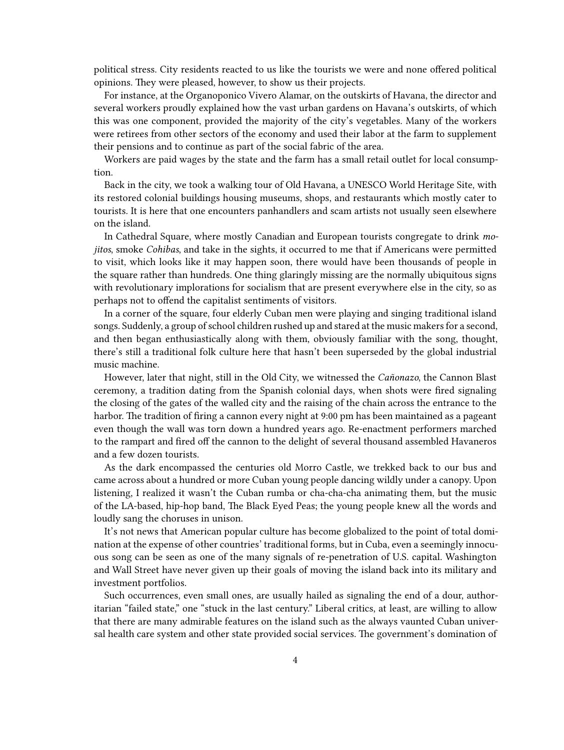political stress. City residents reacted to us like the tourists we were and none offered political opinions. They were pleased, however, to show us their projects.

For instance, at the Organoponico Vivero Alamar, on the outskirts of Havana, the director and several workers proudly explained how the vast urban gardens on Havana's outskirts, of which this was one component, provided the majority of the city's vegetables. Many of the workers were retirees from other sectors of the economy and used their labor at the farm to supplement their pensions and to continue as part of the social fabric of the area.

Workers are paid wages by the state and the farm has a small retail outlet for local consumption.

Back in the city, we took a walking tour of Old Havana, a UNESCO World Heritage Site, with its restored colonial buildings housing museums, shops, and restaurants which mostly cater to tourists. It is here that one encounters panhandlers and scam artists not usually seen elsewhere on the island.

In Cathedral Square, where mostly Canadian and European tourists congregate to drink *mojitos*, smoke *Cohibas*, and take in the sights, it occurred to me that if Americans were permitted to visit, which looks like it may happen soon, there would have been thousands of people in the square rather than hundreds. One thing glaringly missing are the normally ubiquitous signs with revolutionary implorations for socialism that are present everywhere else in the city, so as perhaps not to offend the capitalist sentiments of visitors.

In a corner of the square, four elderly Cuban men were playing and singing traditional island songs. Suddenly, a group of school children rushed up and stared at the music makers for a second, and then began enthusiastically along with them, obviously familiar with the song, thought, there's still a traditional folk culture here that hasn't been superseded by the global industrial music machine.

However, later that night, still in the Old City, we witnessed the *Cañonazo*, the Cannon Blast ceremony, a tradition dating from the Spanish colonial days, when shots were fired signaling the closing of the gates of the walled city and the raising of the chain across the entrance to the harbor. The tradition of firing a cannon every night at 9:00 pm has been maintained as a pageant even though the wall was torn down a hundred years ago. Re-enactment performers marched to the rampart and fired off the cannon to the delight of several thousand assembled Havaneros and a few dozen tourists.

As the dark encompassed the centuries old Morro Castle, we trekked back to our bus and came across about a hundred or more Cuban young people dancing wildly under a canopy. Upon listening, I realized it wasn't the Cuban rumba or cha-cha-cha animating them, but the music of the LA-based, hip-hop band, The Black Eyed Peas; the young people knew all the words and loudly sang the choruses in unison.

It's not news that American popular culture has become globalized to the point of total domination at the expense of other countries' traditional forms, but in Cuba, even a seemingly innocuous song can be seen as one of the many signals of re-penetration of U.S. capital. Washington and Wall Street have never given up their goals of moving the island back into its military and investment portfolios.

Such occurrences, even small ones, are usually hailed as signaling the end of a dour, authoritarian "failed state," one "stuck in the last century." Liberal critics, at least, are willing to allow that there are many admirable features on the island such as the always vaunted Cuban universal health care system and other state provided social services. The government's domination of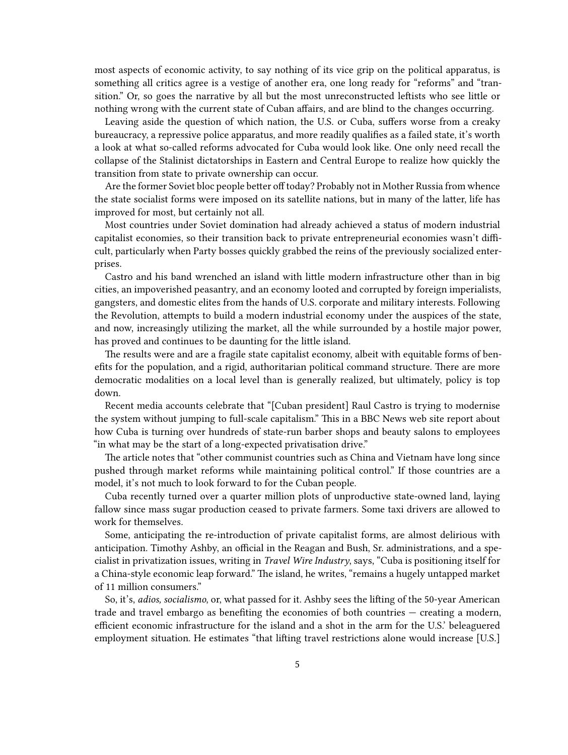most aspects of economic activity, to say nothing of its vice grip on the political apparatus, is something all critics agree is a vestige of another era, one long ready for "reforms" and "transition." Or, so goes the narrative by all but the most unreconstructed leftists who see little or nothing wrong with the current state of Cuban affairs, and are blind to the changes occurring.

Leaving aside the question of which nation, the U.S. or Cuba, suffers worse from a creaky bureaucracy, a repressive police apparatus, and more readily qualifies as a failed state, it's worth a look at what so-called reforms advocated for Cuba would look like. One only need recall the collapse of the Stalinist dictatorships in Eastern and Central Europe to realize how quickly the transition from state to private ownership can occur.

Are the former Soviet bloc people better off today? Probably not in Mother Russia from whence the state socialist forms were imposed on its satellite nations, but in many of the latter, life has improved for most, but certainly not all.

Most countries under Soviet domination had already achieved a status of modern industrial capitalist economies, so their transition back to private entrepreneurial economies wasn't difficult, particularly when Party bosses quickly grabbed the reins of the previously socialized enterprises.

Castro and his band wrenched an island with little modern infrastructure other than in big cities, an impoverished peasantry, and an economy looted and corrupted by foreign imperialists, gangsters, and domestic elites from the hands of U.S. corporate and military interests. Following the Revolution, attempts to build a modern industrial economy under the auspices of the state, and now, increasingly utilizing the market, all the while surrounded by a hostile major power, has proved and continues to be daunting for the little island.

The results were and are a fragile state capitalist economy, albeit with equitable forms of benefits for the population, and a rigid, authoritarian political command structure. There are more democratic modalities on a local level than is generally realized, but ultimately, policy is top down.

Recent media accounts celebrate that "[Cuban president] Raul Castro is trying to modernise the system without jumping to full-scale capitalism." This in a BBC News web site report about how Cuba is turning over hundreds of state-run barber shops and beauty salons to employees "in what may be the start of a long-expected privatisation drive."

The article notes that "other communist countries such as China and Vietnam have long since pushed through market reforms while maintaining political control." If those countries are a model, it's not much to look forward to for the Cuban people.

Cuba recently turned over a quarter million plots of unproductive state-owned land, laying fallow since mass sugar production ceased to private farmers. Some taxi drivers are allowed to work for themselves.

Some, anticipating the re-introduction of private capitalist forms, are almost delirious with anticipation. Timothy Ashby, an official in the Reagan and Bush, Sr. administrations, and a specialist in privatization issues, writing in *Travel Wire Industry*, says, "Cuba is positioning itself for a China-style economic leap forward." The island, he writes, "remains a hugely untapped market of 11 million consumers."

So, it's, *adios, socialismo*, or, what passed for it. Ashby sees the lifting of the 50-year American trade and travel embargo as benefiting the economies of both countries — creating a modern, efficient economic infrastructure for the island and a shot in the arm for the U.S.' beleaguered employment situation. He estimates "that lifting travel restrictions alone would increase [U.S.]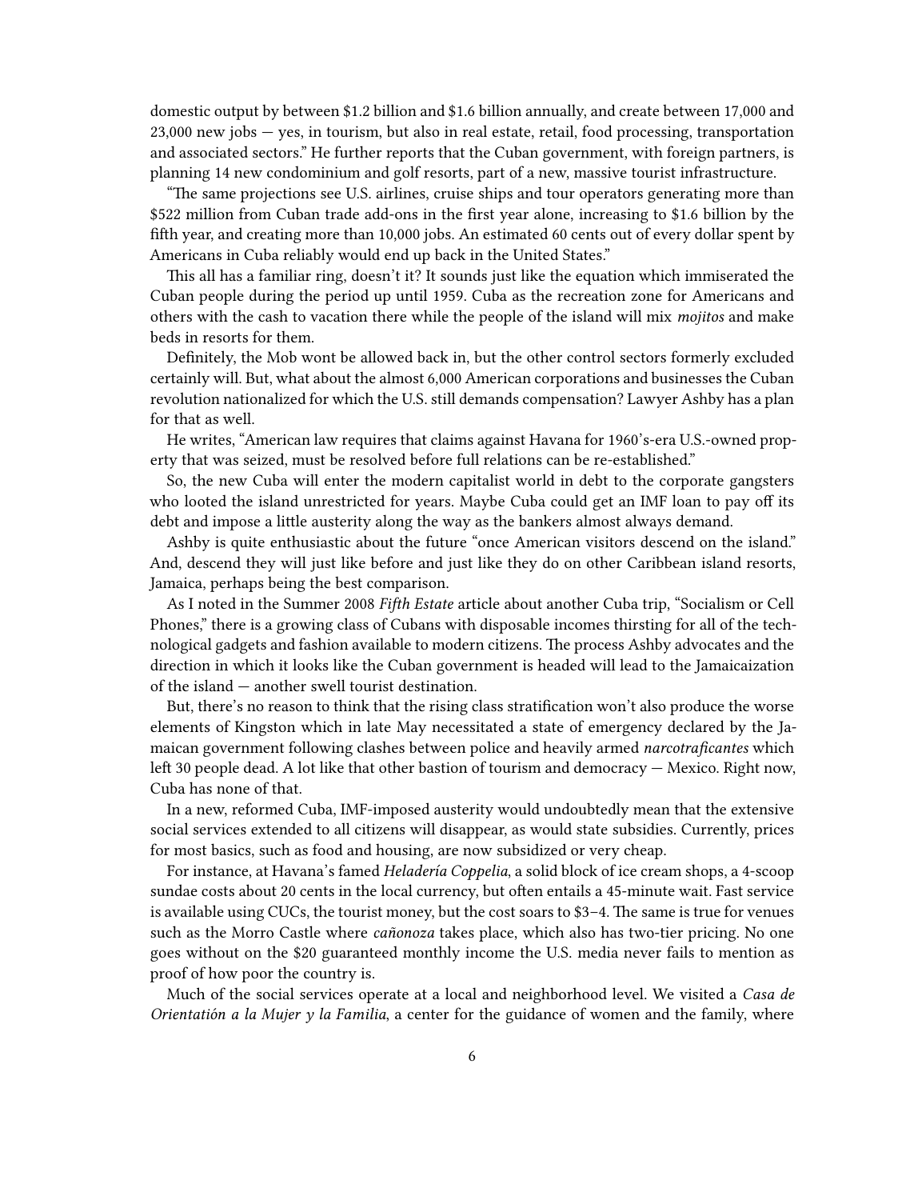domestic output by between $1.2 billion and $1.6 billion annually, and create between 17,000 and 23,000 new jobs — yes, in tourism, but also in real estate, retail, food processing, transportation and associated sectors.” He further reports that the Cuban government, with foreign partners, is planning 14 new condominium and golf resorts, part of a new, massive tourist infrastructure.

“The same projections see U.S. airlines, cruise ships and tour operators generating more than $522 million from Cuban trade add-ons in the first year alone, increasing to $1.6 billion by the fifth year, and creating more than 10,000 jobs. An estimated 60 cents out of every dollar spent by Americans in Cuba reliably would end up back in the United States.”

This all has a familiar ring, doesn’t it? It sounds just like the equation which immiserated the Cuban people during the period up until 1959. Cuba as the recreation zone for Americans and others with the cash to vacation there while the people of the island will mix *mojitos* and make beds in resorts for them.

Definitely, the Mob wont be allowed back in, but the other control sectors formerly excluded certainly will. But, what about the almost 6,000 American corporations and businesses the Cuban revolution nationalized for which the U.S. still demands compensation? Lawyer Ashby has a plan for that as well.

He writes, “American law requires that claims against Havana for 1960’s-era U.S.-owned property that was seized, must be resolved before full relations can be re-established.”

So, the new Cuba will enter the modern capitalist world in debt to the corporate gangsters who looted the island unrestricted for years. Maybe Cuba could get an IMF loan to pay off its debt and impose a little austerity along the way as the bankers almost always demand.

Ashby is quite enthusiastic about the future “once American visitors descend on the island.” And, descend they will just like before and just like they do on other Caribbean island resorts, Jamaica, perhaps being the best comparison.

As I noted in the Summer 2008 *Fifth Estate* article about another Cuba trip, “Socialism or Cell Phones,” there is a growing class of Cubans with disposable incomes thirsting for all of the technological gadgets and fashion available to modern citizens. The process Ashby advocates and the direction in which it looks like the Cuban government is headed will lead to the Jamaicaization of the island — another swell tourist destination.

But, there’s no reason to think that the rising class stratification won’t also produce the worse elements of Kingston which in late May necessitated a state of emergency declared by the Jamaican government following clashes between police and heavily armed *narcotraficantes* which left 30 people dead. A lot like that other bastion of tourism and democracy — Mexico. Right now, Cuba has none of that.

In a new, reformed Cuba, IMF-imposed austerity would undoubtedly mean that the extensive social services extended to all citizens will disappear, as would state subsidies. Currently, prices for most basics, such as food and housing, are now subsidized or very cheap.

For instance, at Havana’s famed *Heladería Coppelia*, a solid block of ice cream shops, a 4-scoop sundae costs about 20 cents in the local currency, but often entails a 45-minute wait. Fast service is available using CUCs, the tourist money, but the cost soars to $3–4. The same is true for venues such as the Morro Castle where *cañonoza* takes place, which also has two-tier pricing. No one goes without on the $20 guaranteed monthly income the U.S. media never fails to mention as proof of how poor the country is.

Much of the social services operate at a local and neighborhood level. We visited a *Casa de Orientatión a la Mujer y la Familia*, a center for the guidance of women and the family, where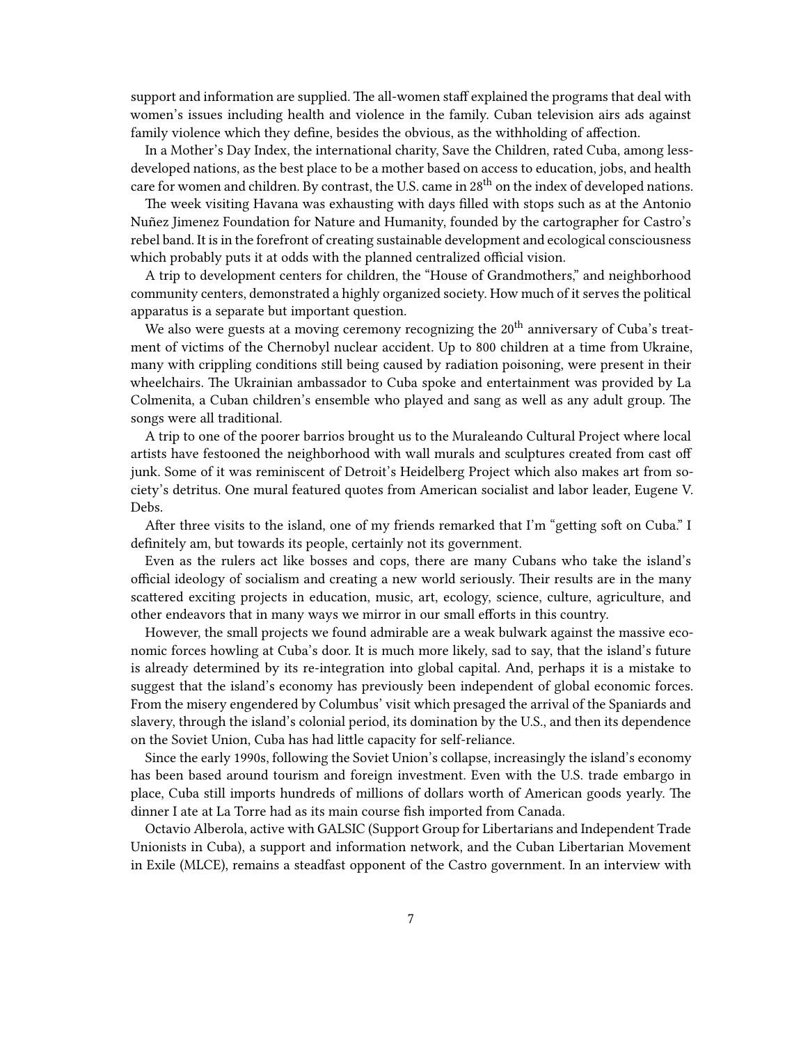support and information are supplied. The all-women staff explained the programs that deal with women's issues including health and violence in the family. Cuban television airs ads against family violence which they define, besides the obvious, as the withholding of affection.

In a Mother's Day Index, the international charity, Save the Children, rated Cuba, among less-developed nations, as the best place to be a mother based on access to education, jobs, and health care for women and children. By contrast, the U.S. came in 28th on the index of developed nations.

The week visiting Havana was exhausting with days filled with stops such as at the Antonio Nuñez Jimenez Foundation for Nature and Humanity, founded by the cartographer for Castro's rebel band. It is in the forefront of creating sustainable development and ecological consciousness which probably puts it at odds with the planned centralized official vision.

A trip to development centers for children, the "House of Grandmothers," and neighborhood community centers, demonstrated a highly organized society. How much of it serves the political apparatus is a separate but important question.

We also were guests at a moving ceremony recognizing the 20th anniversary of Cuba's treatment of victims of the Chernobyl nuclear accident. Up to 800 children at a time from Ukraine, many with crippling conditions still being caused by radiation poisoning, were present in their wheelchairs. The Ukrainian ambassador to Cuba spoke and entertainment was provided by La Colmenita, a Cuban children's ensemble who played and sang as well as any adult group. The songs were all traditional.

A trip to one of the poorer barrios brought us to the Muraleando Cultural Project where local artists have festooned the neighborhood with wall murals and sculptures created from cast off junk. Some of it was reminiscent of Detroit's Heidelberg Project which also makes art from society's detritus. One mural featured quotes from American socialist and labor leader, Eugene V. Debs.

After three visits to the island, one of my friends remarked that I'm "getting soft on Cuba." I definitely am, but towards its people, certainly not its government.

Even as the rulers act like bosses and cops, there are many Cubans who take the island's official ideology of socialism and creating a new world seriously. Their results are in the many scattered exciting projects in education, music, art, ecology, science, culture, agriculture, and other endeavors that in many ways we mirror in our small efforts in this country.

However, the small projects we found admirable are a weak bulwark against the massive economic forces howling at Cuba's door. It is much more likely, sad to say, that the island's future is already determined by its re-integration into global capital. And, perhaps it is a mistake to suggest that the island's economy has previously been independent of global economic forces. From the misery engendered by Columbus' visit which presaged the arrival of the Spaniards and slavery, through the island's colonial period, its domination by the U.S., and then its dependence on the Soviet Union, Cuba has had little capacity for self-reliance.

Since the early 1990s, following the Soviet Union's collapse, increasingly the island's economy has been based around tourism and foreign investment. Even with the U.S. trade embargo in place, Cuba still imports hundreds of millions of dollars worth of American goods yearly. The dinner I ate at La Torre had as its main course fish imported from Canada.

Octavio Alberola, active with GALSIC (Support Group for Libertarians and Independent Trade Unionists in Cuba), a support and information network, and the Cuban Libertarian Movement in Exile (MLCE), remains a steadfast opponent of the Castro government. In an interview with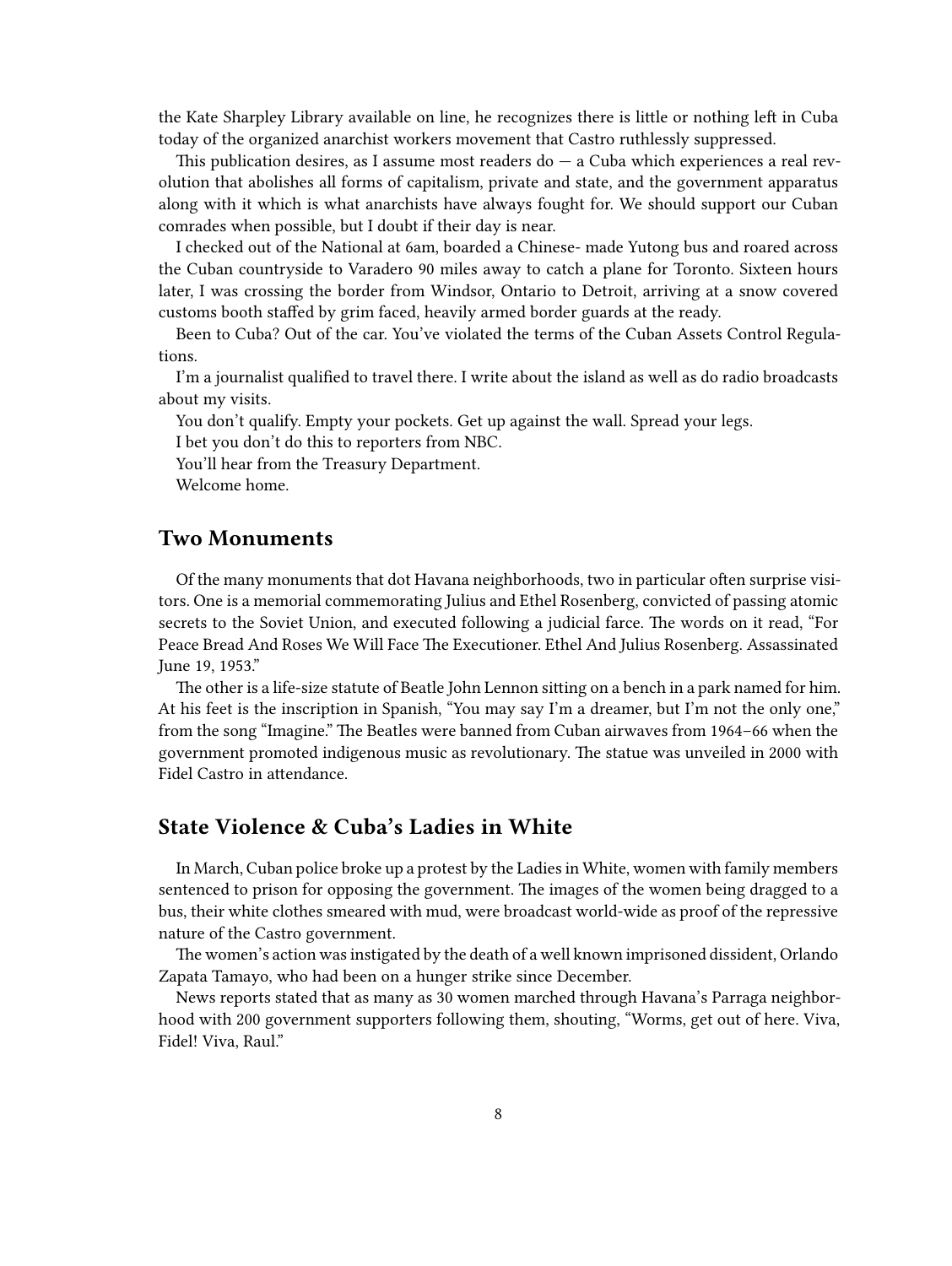the Kate Sharpley Library available on line, he recognizes there is little or nothing left in Cuba today of the organized anarchist workers movement that Castro ruthlessly suppressed.

This publication desires, as I assume most readers do — a Cuba which experiences a real revolution that abolishes all forms of capitalism, private and state, and the government apparatus along with it which is what anarchists have always fought for. We should support our Cuban comrades when possible, but I doubt if their day is near.

I checked out of the National at 6am, boarded a Chinese- made Yutong bus and roared across the Cuban countryside to Varadero 90 miles away to catch a plane for Toronto. Sixteen hours later, I was crossing the border from Windsor, Ontario to Detroit, arriving at a snow covered customs booth staffed by grim faced, heavily armed border guards at the ready.

Been to Cuba? Out of the car. You've violated the terms of the Cuban Assets Control Regulations.

I'm a journalist qualified to travel there. I write about the island as well as do radio broadcasts about my visits.

You don't qualify. Empty your pockets. Get up against the wall. Spread your legs.

I bet you don't do this to reporters from NBC.

You'll hear from the Treasury Department.

Welcome home.

## Two Monuments

Of the many monuments that dot Havana neighborhoods, two in particular often surprise visitors. One is a memorial commemorating Julius and Ethel Rosenberg, convicted of passing atomic secrets to the Soviet Union, and executed following a judicial farce. The words on it read, "For Peace Bread And Roses We Will Face The Executioner. Ethel And Julius Rosenberg. Assassinated June 19, 1953."

The other is a life-size statute of Beatle John Lennon sitting on a bench in a park named for him. At his feet is the inscription in Spanish, "You may say I'm a dreamer, but I'm not the only one," from the song "Imagine." The Beatles were banned from Cuban airwaves from 1964–66 when the government promoted indigenous music as revolutionary. The statue was unveiled in 2000 with Fidel Castro in attendance.

## State Violence & Cuba's Ladies in White

In March, Cuban police broke up a protest by the Ladies in White, women with family members sentenced to prison for opposing the government. The images of the women being dragged to a bus, their white clothes smeared with mud, were broadcast world-wide as proof of the repressive nature of the Castro government.

The women's action was instigated by the death of a well known imprisoned dissident, Orlando Zapata Tamayo, who had been on a hunger strike since December.

News reports stated that as many as 30 women marched through Havana's Parraga neighborhood with 200 government supporters following them, shouting, "Worms, get out of here. Viva, Fidel! Viva, Raul."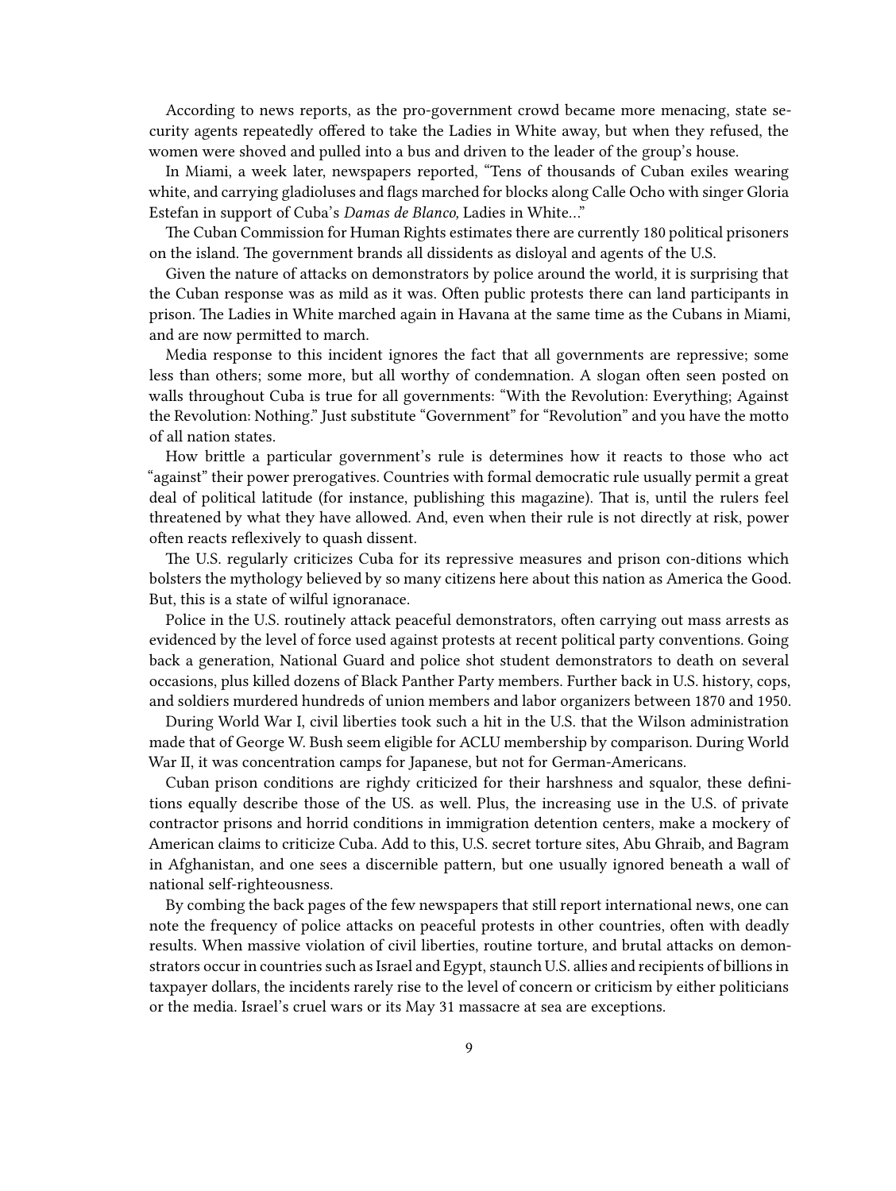According to news reports, as the pro-government crowd became more menacing, state security agents repeatedly offered to take the Ladies in White away, but when they refused, the women were shoved and pulled into a bus and driven to the leader of the group's house.

In Miami, a week later, newspapers reported, "Tens of thousands of Cuban exiles wearing white, and carrying gladioluses and flags marched for blocks along Calle Ocho with singer Gloria Estefan in support of Cuba's *Damas de Blanco,* Ladies in White…"

The Cuban Commission for Human Rights estimates there are currently 180 political prisoners on the island. The government brands all dissidents as disloyal and agents of the U.S.

Given the nature of attacks on demonstrators by police around the world, it is surprising that the Cuban response was as mild as it was. Often public protests there can land participants in prison. The Ladies in White marched again in Havana at the same time as the Cubans in Miami, and are now permitted to march.

Media response to this incident ignores the fact that all governments are repressive; some less than others; some more, but all worthy of condemnation. A slogan often seen posted on walls throughout Cuba is true for all governments: "With the Revolution: Everything; Against the Revolution: Nothing." Just substitute "Government" for "Revolution" and you have the motto of all nation states.

How brittle a particular government's rule is determines how it reacts to those who act "against" their power prerogatives. Countries with formal democratic rule usually permit a great deal of political latitude (for instance, publishing this magazine). That is, until the rulers feel threatened by what they have allowed. And, even when their rule is not directly at risk, power often reacts reflexively to quash dissent.

The U.S. regularly criticizes Cuba for its repressive measures and prison con-ditions which bolsters the mythology believed by so many citizens here about this nation as America the Good. But, this is a state of wilful ignoranace.

Police in the U.S. routinely attack peaceful demonstrators, often carrying out mass arrests as evidenced by the level of force used against protests at recent political party conventions. Going back a generation, National Guard and police shot student demonstrators to death on several occasions, plus killed dozens of Black Panther Party members. Further back in U.S. history, cops, and soldiers murdered hundreds of union members and labor organizers between 1870 and 1950.

During World War I, civil liberties took such a hit in the U.S. that the Wilson administration made that of George W. Bush seem eligible for ACLU membership by comparison. During World War II, it was concentration camps for Japanese, but not for German-Americans.

Cuban prison conditions are righdy criticized for their harshness and squalor, these definitions equally describe those of the US. as well. Plus, the increasing use in the U.S. of private contractor prisons and horrid conditions in immigration detention centers, make a mockery of American claims to criticize Cuba. Add to this, U.S. secret torture sites, Abu Ghraib, and Bagram in Afghanistan, and one sees a discernible pattern, but one usually ignored beneath a wall of national self-righteousness.

By combing the back pages of the few newspapers that still report international news, one can note the frequency of police attacks on peaceful protests in other countries, often with deadly results. When massive violation of civil liberties, routine torture, and brutal attacks on demonstrators occur in countries such as Israel and Egypt, staunch U.S. allies and recipients of billions in taxpayer dollars, the incidents rarely rise to the level of concern or criticism by either politicians or the media. Israel's cruel wars or its May 31 massacre at sea are exceptions.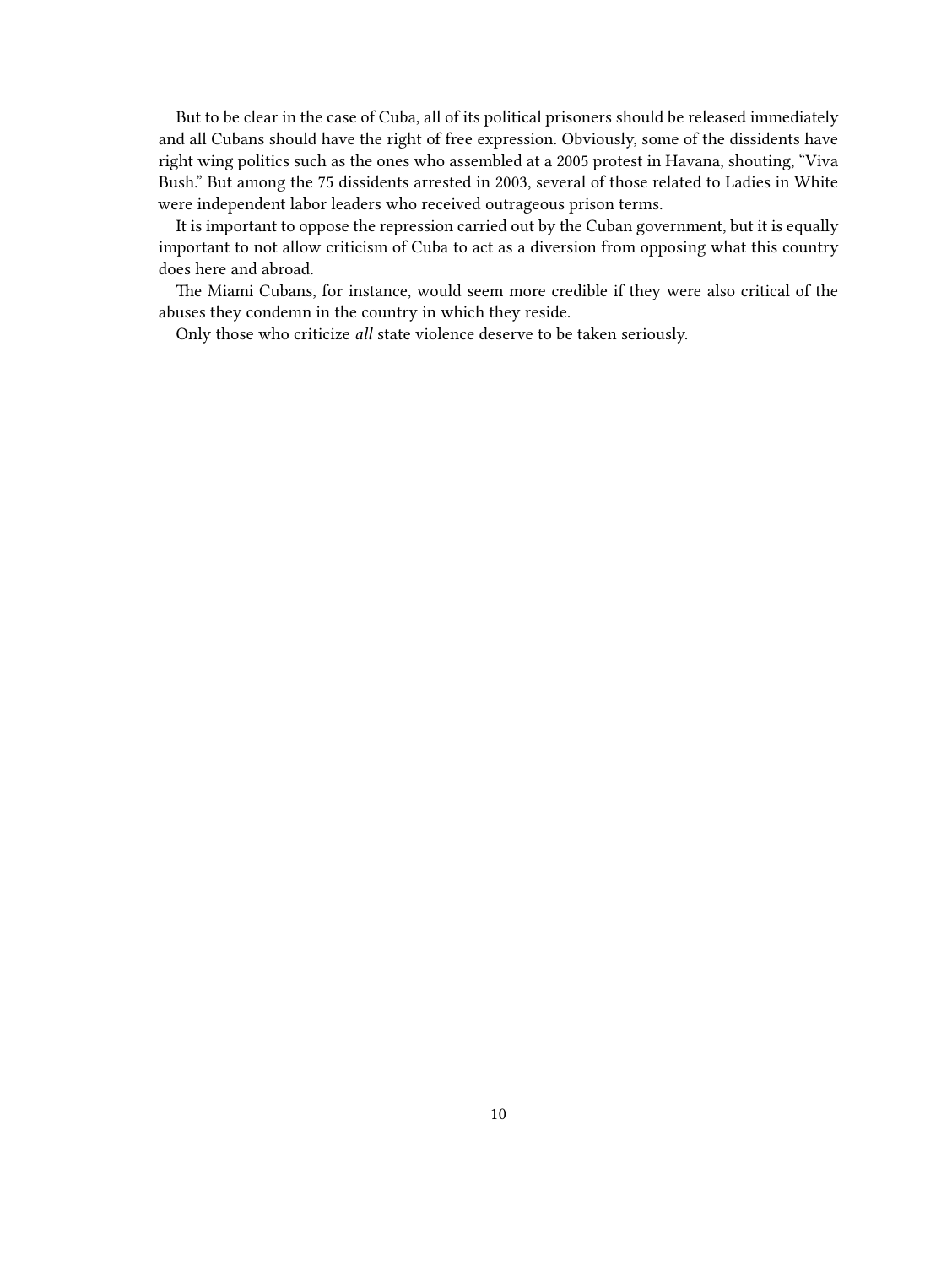But to be clear in the case of Cuba, all of its political prisoners should be released immediately and all Cubans should have the right of free expression. Obviously, some of the dissidents have right wing politics such as the ones who assembled at a 2005 protest in Havana, shouting, "Viva Bush." But among the 75 dissidents arrested in 2003, several of those related to Ladies in White were independent labor leaders who received outrageous prison terms.

It is important to oppose the repression carried out by the Cuban government, but it is equally important to not allow criticism of Cuba to act as a diversion from opposing what this country does here and abroad.

The Miami Cubans, for instance, would seem more credible if they were also critical of the abuses they condemn in the country in which they reside.

Only those who criticize *all* state violence deserve to be taken seriously.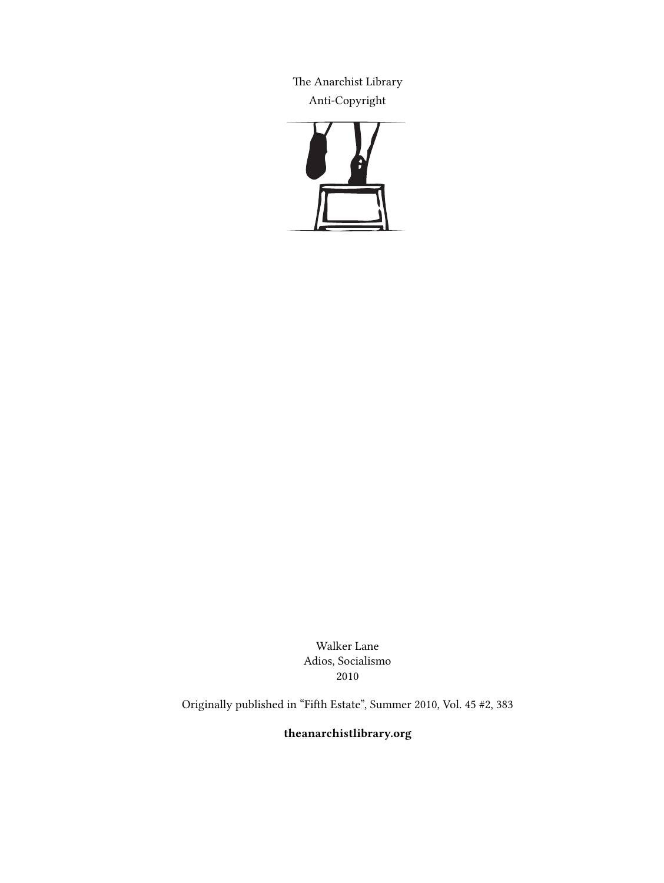The Anarchist Library
Anti-Copyright

Walker Lane
Adios, Socialismo
2010

Originally published in "Fifth Estate", Summer 2010, Vol. 45 #2, 383

**theanarchistlibrary.org**